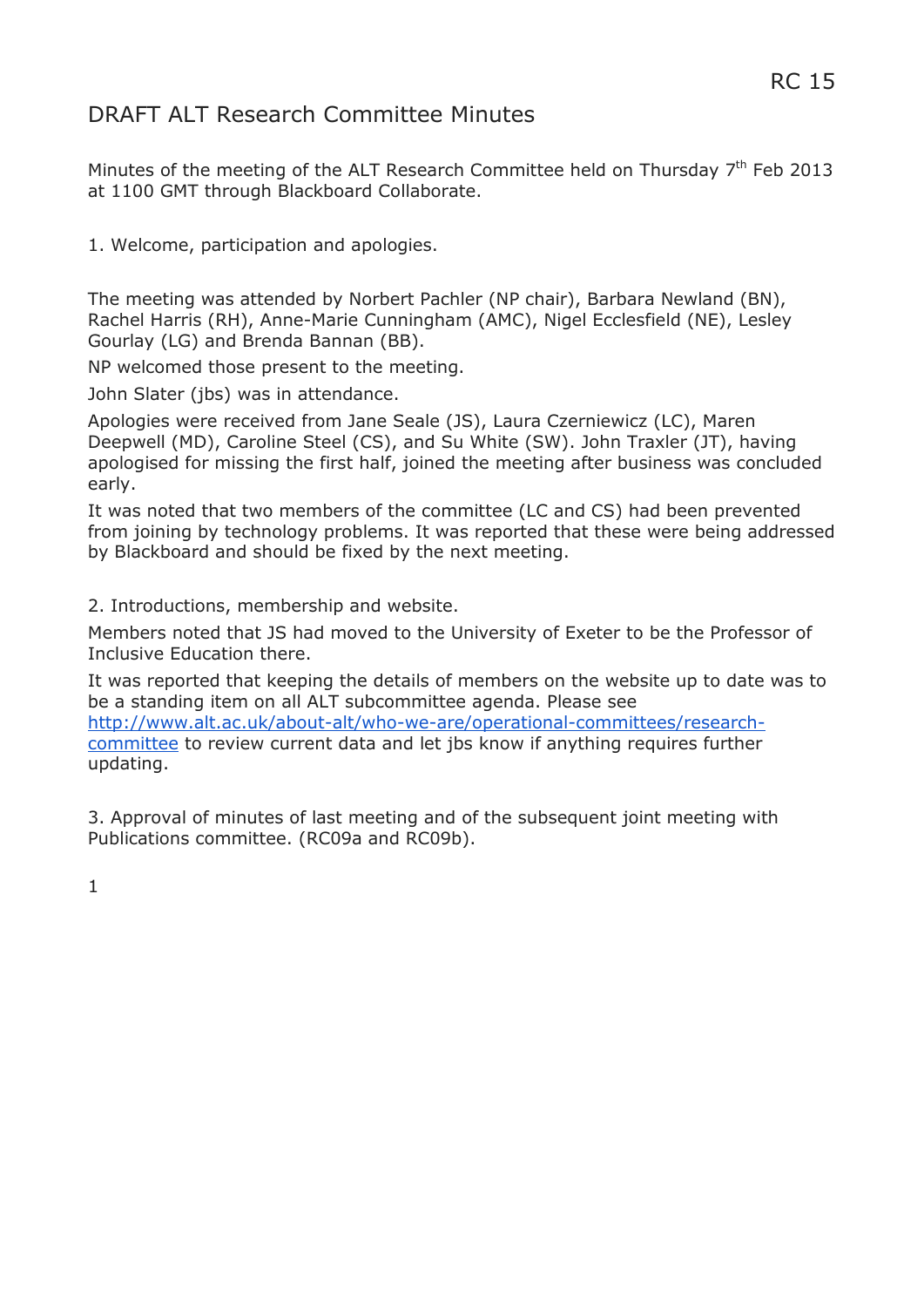RC 15

# DRAFT ALT Research Committee Minutes

Minutes of the meeting of the ALT Research Committee held on Thursday 7th Feb 2013 at 1100 GMT through Blackboard Collaborate.

1. Welcome, participation and apologies.

The meeting was attended by Norbert Pachler (NP chair), Barbara Newland (BN), Rachel Harris (RH), Anne-Marie Cunningham (AMC), Nigel Ecclesfield (NE), Lesley Gourlay (LG) and Brenda Bannan (BB).

NP welcomed those present to the meeting.

John Slater (jbs) was in attendance.

Apologies were received from Jane Seale (JS), Laura Czerniewicz (LC), Maren Deepwell (MD), Caroline Steel (CS), and Su White (SW). John Traxler (JT), having apologised for missing the first half, joined the meeting after business was concluded early.

It was noted that two members of the committee (LC and CS) had been prevented from joining by technology problems. It was reported that these were being addressed by Blackboard and should be fixed by the next meeting.

2. Introductions, membership and website.

Members noted that JS had moved to the University of Exeter to be the Professor of Inclusive Education there.

It was reported that keeping the details of members on the website up to date was to be a standing item on all ALT subcommittee agenda. Please see [http://www.alt.ac.uk/about-alt/who-we-are/operational-committees/research-committee](http://www.alt.ac.uk/about-alt/who-we-are/operational-committees/research-committee) to review current data and let jbs know if anything requires further updating.

3. Approval of minutes of last meeting and of the subsequent joint meeting with Publications committee. (RC09a and RC09b).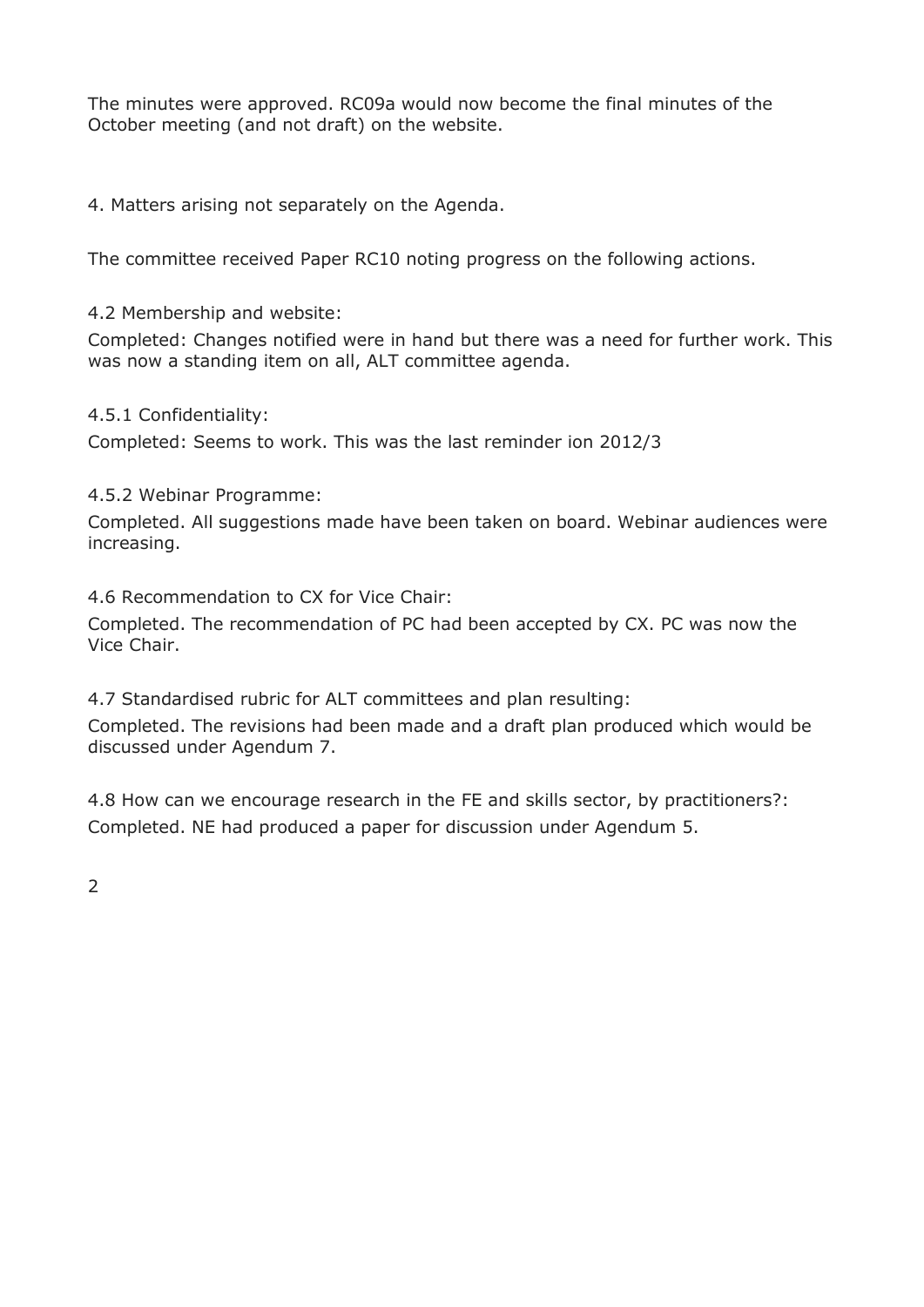The minutes were approved. RC09a would now become the final minutes of the October meeting (and not draft) on the website.

4. Matters arising not separately on the Agenda.

The committee received Paper RC10 noting progress on the following actions.

4.2 Membership and website:

Completed: Changes notified were in hand but there was a need for further work. This was now a standing item on all, ALT committee agenda.

4.5.1 Confidentiality:

Completed: Seems to work. This was the last reminder ion 2012/3

4.5.2 Webinar Programme:

Completed. All suggestions made have been taken on board. Webinar audiences were increasing.

4.6 Recommendation to CX for Vice Chair:

Completed. The recommendation of PC had been accepted by CX. PC was now the Vice Chair.

4.7 Standardised rubric for ALT committees and plan resulting:

Completed. The revisions had been made and a draft plan produced which would be discussed under Agendum 7.

4.8 How can we encourage research in the FE and skills sector, by practitioners?:

Completed. NE had produced a paper for discussion under Agendum 5.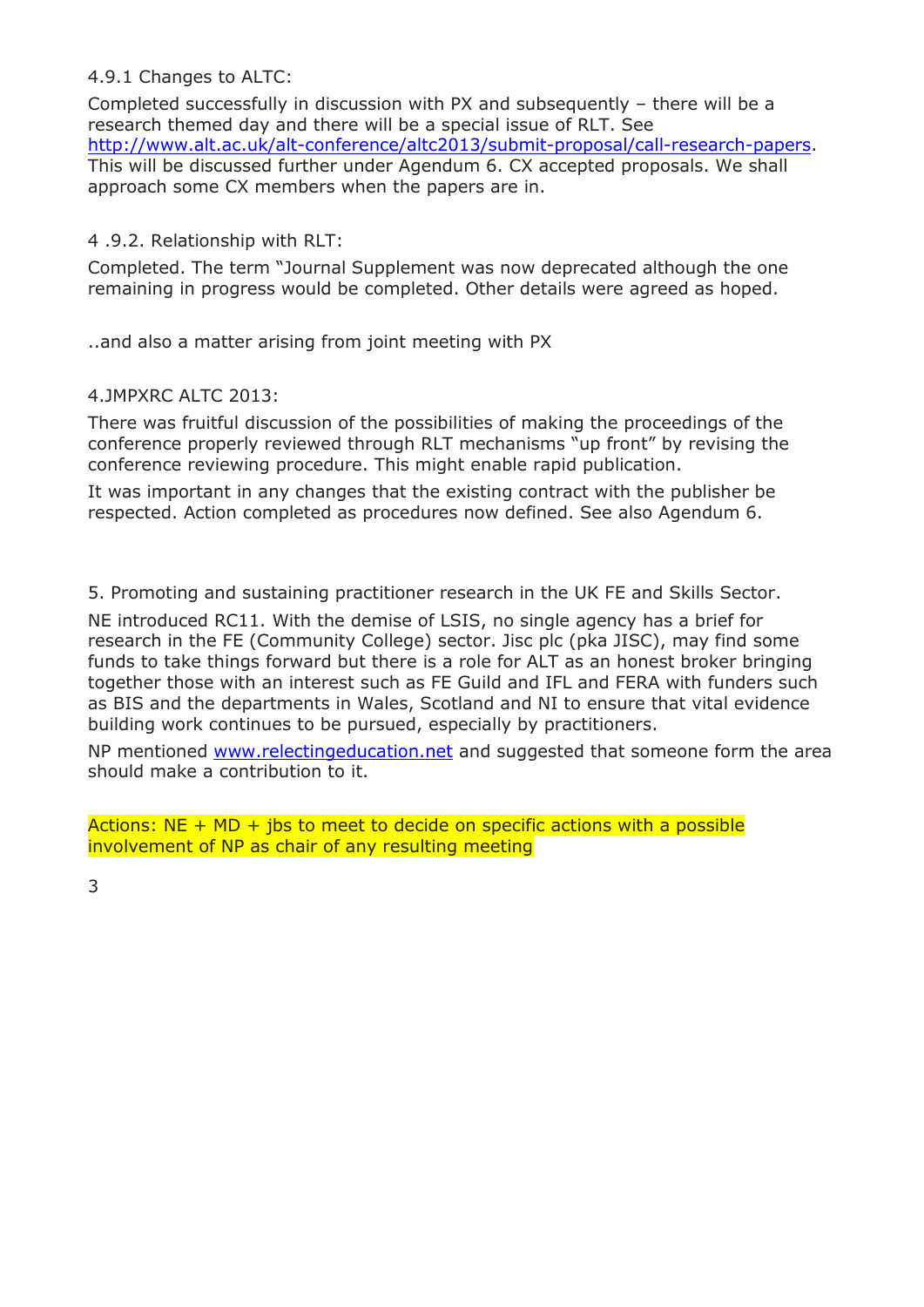4.9.1 Changes to ALTC:

Completed successfully in discussion with PX and subsequently – there will be a research themed day and there will be a special issue of RLT. See http://www.alt.ac.uk/alt-conference/altc2013/submit-proposal/call-research-papers. This will be discussed further under Agendum 6. CX accepted proposals. We shall approach some CX members when the papers are in.

4 .9.2. Relationship with RLT:

Completed. The term "Journal Supplement was now deprecated although the one remaining in progress would be completed. Other details were agreed as hoped.

..and also a matter arising from joint meeting with PX

4.JMPXRC ALTC 2013:

There was fruitful discussion of the possibilities of making the proceedings of the conference properly reviewed through RLT mechanisms "up front" by revising the conference reviewing procedure. This might enable rapid publication.

It was important in any changes that the existing contract with the publisher be respected. Action completed as procedures now defined. See also Agendum 6.

5. Promoting and sustaining practitioner research in the UK FE and Skills Sector.

NE introduced RC11. With the demise of LSIS, no single agency has a brief for research in the FE (Community College) sector. Jisc plc (pka JISC), may find some funds to take things forward but there is a role for ALT as an honest broker bringing together those with an interest such as FE Guild and IFL and FERA with funders such as BIS and the departments in Wales, Scotland and NI to ensure that vital evidence building work continues to be pursued, especially by practitioners.

NP mentioned www.relectingeducation.net and suggested that someone form the area should make a contribution to it.

Actions: NE + MD + jbs to meet to decide on specific actions with a possible involvement of NP as chair of any resulting meeting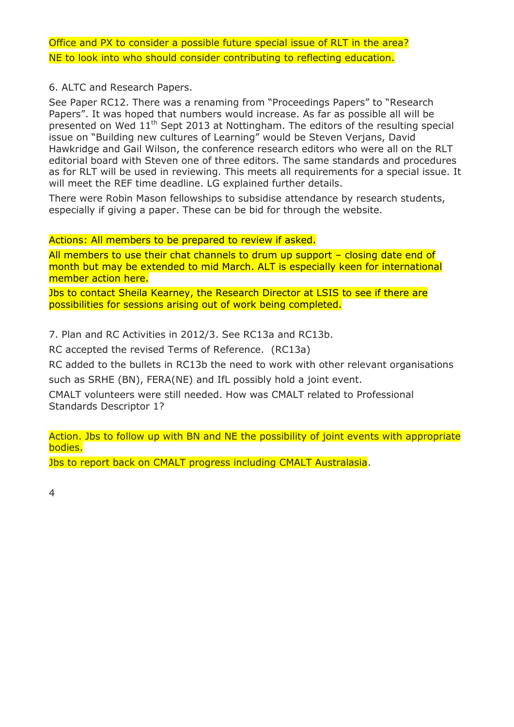Office and PX to consider a possible future special issue of RLT in the area?

NE to look into who should consider contributing to reflecting education.

6. ALTC and Research Papers.

See Paper RC12. There was a renaming from "Proceedings Papers" to "Research Papers". It was hoped that numbers would increase. As far as possible all will be presented on Wed 11th Sept 2013 at Nottingham. The editors of the resulting special issue on "Building new cultures of Learning" would be Steven Verjans, David Hawkridge and Gail Wilson, the conference research editors who were all on the RLT editorial board with Steven one of three editors. The same standards and procedures as for RLT will be used in reviewing. This meets all requirements for a special issue. It will meet the REF time deadline. LG explained further details.

There were Robin Mason fellowships to subsidise attendance by research students, especially if giving a paper. These can be bid for through the website.

Actions: All members to be prepared to review if asked.

All members to use their chat channels to drum up support – closing date end of month but may be extended to mid March. ALT is especially keen for international member action here.

Jbs to contact Sheila Kearney, the Research Director at LSIS to see if there are possibilities for sessions arising out of work being completed.

7. Plan and RC Activities in 2012/3. See RC13a and RC13b.

RC accepted the revised Terms of Reference. (RC13a)

RC added to the bullets in RC13b the need to work with other relevant organisations such as SRHE (BN), FERA(NE) and IfL possibly hold a joint event.

CMALT volunteers were still needed. How was CMALT related to Professional Standards Descriptor 1?

Action. Jbs to follow up with BN and NE the possibility of joint events with appropriate bodies.

Jbs to report back on CMALT progress including CMALT Australasia.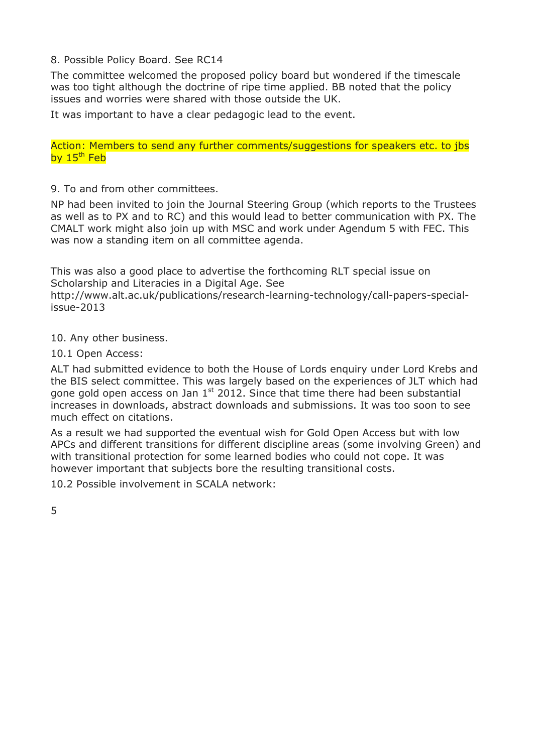8. Possible Policy Board. See RC14

The committee welcomed the proposed policy board but wondered if the timescale was too tight although the doctrine of ripe time applied. BB noted that the policy issues and worries were shared with those outside the UK.

It was important to have a clear pedagogic lead to the event.

Action: Members to send any further comments/suggestions for speakers etc. to jbs by 15th Feb

9. To and from other committees.

NP had been invited to join the Journal Steering Group (which reports to the Trustees as well as to PX and to RC) and this would lead to better communication with PX. The CMALT work might also join up with MSC and work under Agendum 5 with FEC. This was now a standing item on all committee agenda.

This was also a good place to advertise the forthcoming RLT special issue on Scholarship and Literacies in a Digital Age. See http://www.alt.ac.uk/publications/research-learning-technology/call-papers-special-issue-2013

10. Any other business.

10.1 Open Access:

ALT had submitted evidence to both the House of Lords enquiry under Lord Krebs and the BIS select committee. This was largely based on the experiences of JLT which had gone gold open access on Jan 1st 2012. Since that time there had been substantial increases in downloads, abstract downloads and submissions. It was too soon to see much effect on citations.

As a result we had supported the eventual wish for Gold Open Access but with low APCs and different transitions for different discipline areas (some involving Green) and with transitional protection for some learned bodies who could not cope. It was however important that subjects bore the resulting transitional costs.

10.2 Possible involvement in SCALA network: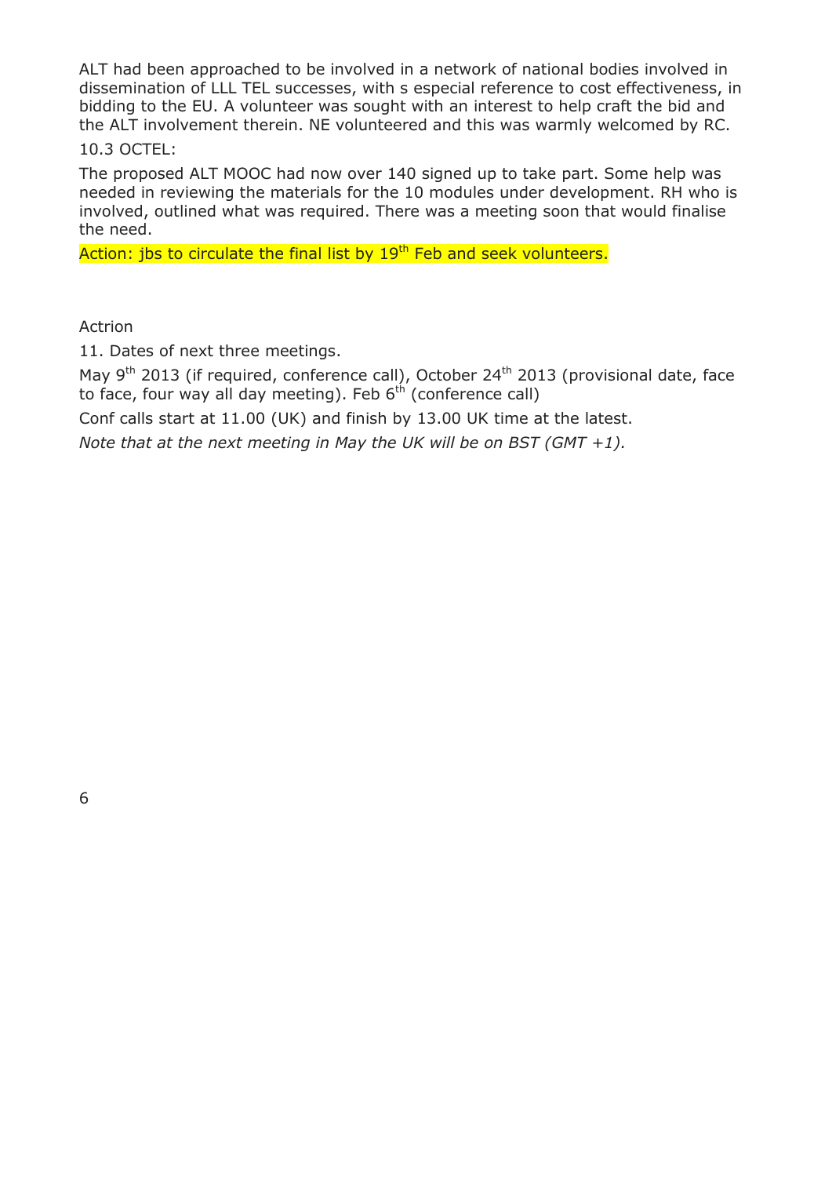ALT had been approached to be involved in a network of national bodies involved in dissemination of LLL TEL successes, with s especial reference to cost effectiveness, in bidding to the EU. A volunteer was sought with an interest to help craft the bid and the ALT involvement therein. NE volunteered and this was warmly welcomed by RC.

10.3 OCTEL:

The proposed ALT MOOC had now over 140 signed up to take part. Some help was needed in reviewing the materials for the 10 modules under development. RH who is involved, outlined what was required. There was a meeting soon that would finalise the need.

Action: jbs to circulate the final list by 19th Feb and seek volunteers.

Actrion

11. Dates of next three meetings.

May 9th 2013 (if required, conference call), October 24th 2013 (provisional date, face to face, four way all day meeting). Feb 6th (conference call)

Conf calls start at 11.00 (UK) and finish by 13.00 UK time at the latest.

*Note that at the next meeting in May the UK will be on BST (GMT +1).*